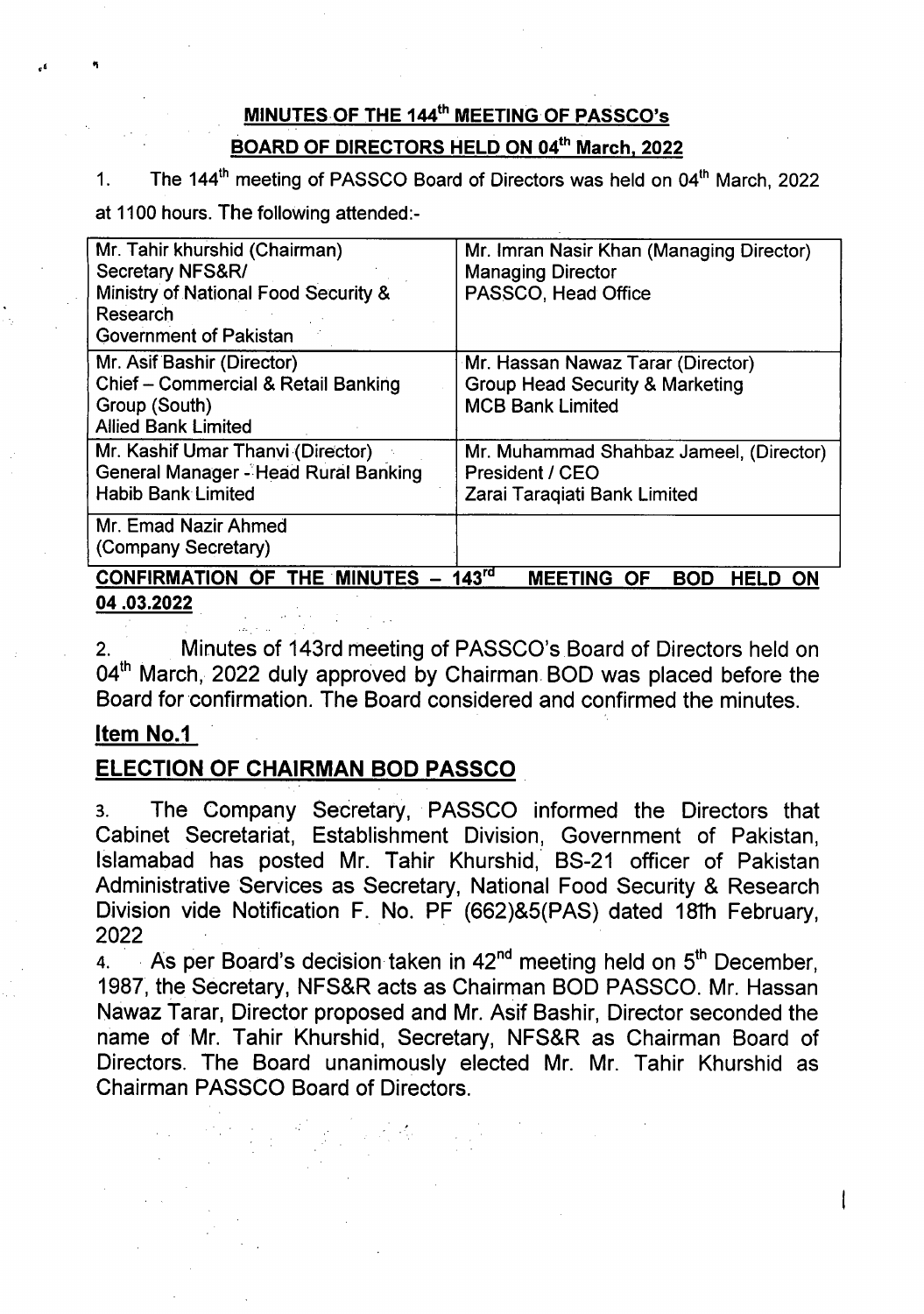## MINUTES OF THE 144th MEETING OF PASSCO's BOARD OF DIRECTORS HELD ON 04th March, 2022

1. The 144th meeting of PASSCO Board of Directors was held on 04th March, 2022 at 1100 hours. The following attended:-

| | |
|---|---|
| Mr. Tahir khurshid (Chairman)<br>Secretary NFS&R/<br>Ministry of National Food Security & Research<br>Government of Pakistan | Mr. Imran Nasir Khan (Managing Director)<br>Managing Director<br>PASSCO, Head Office |
| Mr. Asif Bashir (Director)<br>Chief – Commercial & Retail Banking Group (South)<br>Allied Bank Limited | Mr. Hassan Nawaz Tarar (Director)<br>Group Head Security & Marketing<br>MCB Bank Limited |
| Mr. Kashif Umar Thanvi (Director)<br>General Manager - Head Rural Banking<br>Habib Bank Limited | Mr. Muhammad Shahbaz Jameel, (Director)<br>President / CEO<br>Zarai Taraqiati Bank Limited |
| Mr. Emad Nazir Ahmed<br>(Company Secretary) | |

**CONFIRMATION OF THE MINUTES – 143rd MEETING OF BOD HELD ON 04 .03.2022**

2. Minutes of 143rd meeting of PASSCO's Board of Directors held on 04th March, 2022 duly approved by Chairman BOD was placed before the Board for confirmation. The Board considered and confirmed the minutes.

### Item No.1

### ELECTION OF CHAIRMAN BOD PASSCO

3. The Company Secretary, PASSCO informed the Directors that Cabinet Secretariat, Establishment Division, Government of Pakistan, Islamabad has posted Mr. Tahir Khurshid, BS-21 officer of Pakistan Administrative Services as Secretary, National Food Security & Research Division vide Notification F. No. PF (662)&5(PAS) dated 18th February, 2022

4. As per Board's decision taken in 42nd meeting held on 5th December, 1987, the Secretary, NFS&R acts as Chairman BOD PASSCO. Mr. Hassan Nawaz Tarar, Director proposed and Mr. Asif Bashir, Director seconded the name of Mr. Tahir Khurshid, Secretary, NFS&R as Chairman Board of Directors. The Board unanimously elected Mr. Mr. Tahir Khurshid as Chairman PASSCO Board of Directors.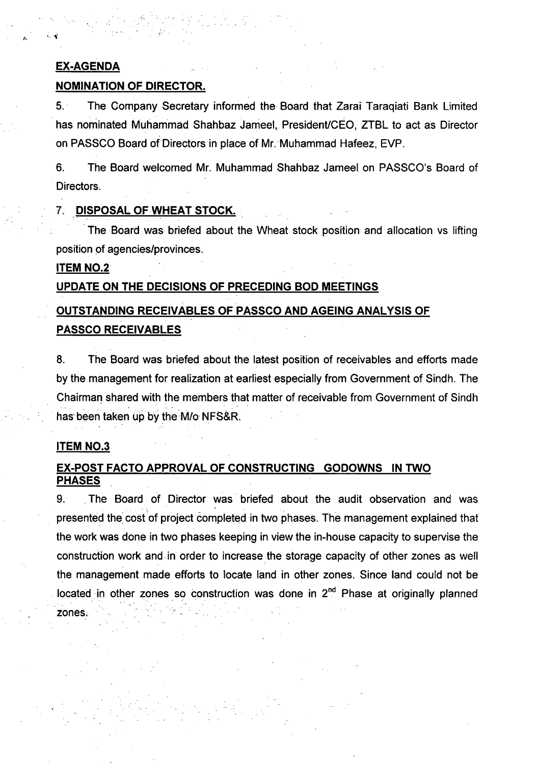**EX-AGENDA**

**NOMINATION OF DIRECTOR.**

5. The Company Secretary informed the Board that Zarai Taraqiati Bank Limited has nominated Muhammad Shahbaz Jameel, President/CEO, ZTBL to act as Director on PASSCO Board of Directors in place of Mr. Muhammad Hafeez, EVP.

6. The Board welcomed Mr. Muhammad Shahbaz Jameel on PASSCO's Board of Directors.

7. **DISPOSAL OF WHEAT STOCK.**

The Board was briefed about the Wheat stock position and allocation vs lifting position of agencies/provinces.

**ITEM NO.2**

**UPDATE ON THE DECISIONS OF PRECEDING BOD MEETINGS**

**OUTSTANDING RECEIVABLES OF PASSCO AND AGEING ANALYSIS OF PASSCO RECEIVABLES**

8. The Board was briefed about the latest position of receivables and efforts made by the management for realization at earliest especially from Government of Sindh. The Chairman shared with the members that matter of receivable from Government of Sindh has been taken up by the M/o NFS&R.

**ITEM NO.3**

**EX-POST FACTO APPROVAL OF CONSTRUCTING GODOWNS IN TWO PHASES**

9. The Board of Director was briefed about the audit observation and was presented the cost of project completed in two phases. The management explained that the work was done in two phases keeping in view the in-house capacity to supervise the construction work and in order to increase the storage capacity of other zones as well the management made efforts to locate land in other zones. Since land could not be located in other zones so construction was done in 2nd Phase at originally planned zones.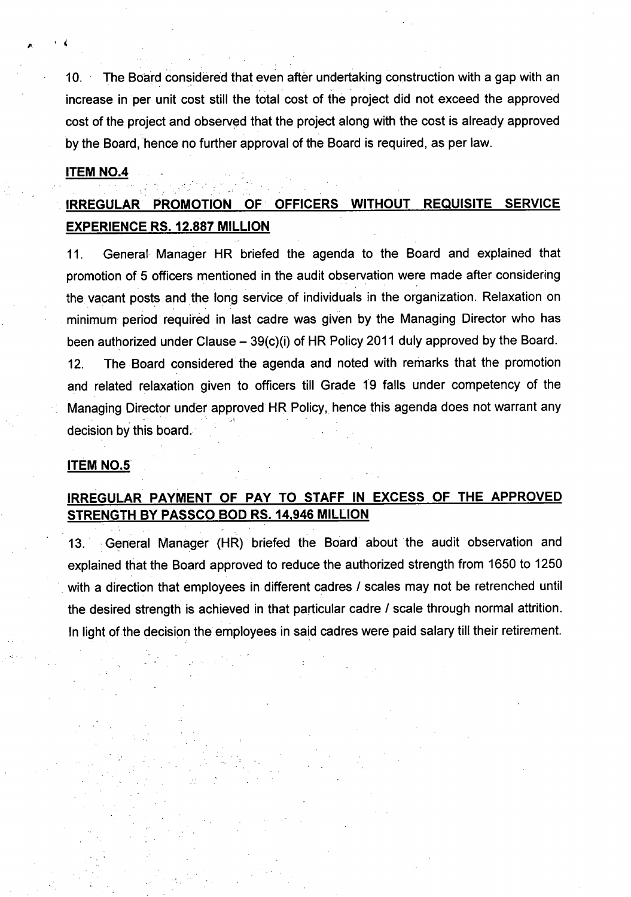10. The Board considered that even after undertaking construction with a gap with an increase in per unit cost still the total cost of the project did not exceed the approved cost of the project and observed that the project along with the cost is already approved by the Board, hence no further approval of the Board is required, as per law.

**ITEM NO.4**

**IRREGULAR PROMOTION OF OFFICERS WITHOUT REQUISITE SERVICE EXPERIENCE RS. 12.887 MILLION**

11. General Manager HR briefed the agenda to the Board and explained that promotion of 5 officers mentioned in the audit observation were made after considering the vacant posts and the long service of individuals in the organization. Relaxation on minimum period required in last cadre was given by the Managing Director who has been authorized under Clause – 39(c)(i) of HR Policy 2011 duly approved by the Board.

12. The Board considered the agenda and noted with remarks that the promotion and related relaxation given to officers till Grade 19 falls under competency of the Managing Director under approved HR Policy, hence this agenda does not warrant any decision by this board.

**ITEM NO.5**

**IRREGULAR PAYMENT OF PAY TO STAFF IN EXCESS OF THE APPROVED STRENGTH BY PASSCO BOD RS. 14,946 MILLION**

13. General Manager (HR) briefed the Board about the audit observation and explained that the Board approved to reduce the authorized strength from 1650 to 1250 with a direction that employees in different cadres / scales may not be retrenched until the desired strength is achieved in that particular cadre / scale through normal attrition. In light of the decision the employees in said cadres were paid salary till their retirement.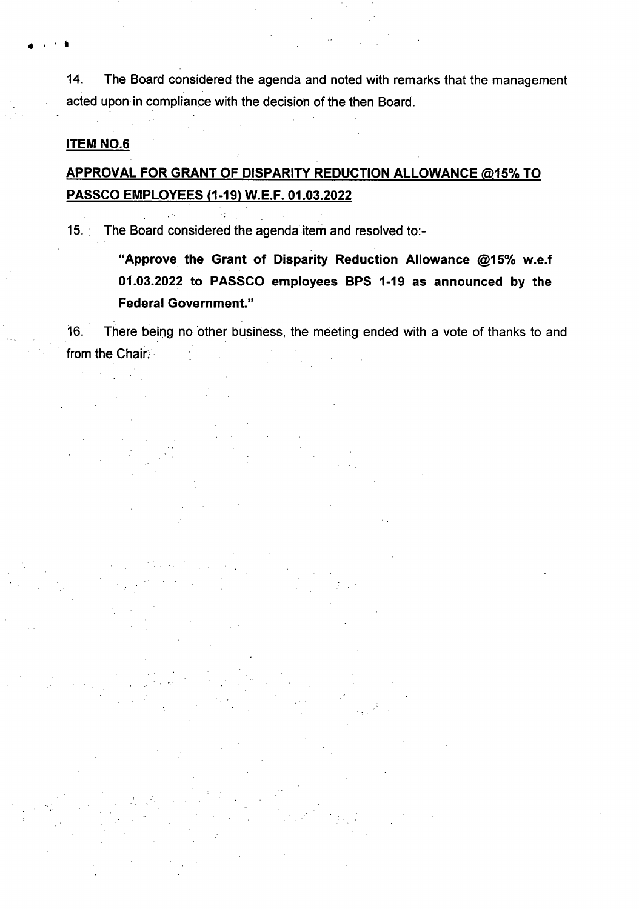14. The Board considered the agenda and noted with remarks that the management acted upon in compliance with the decision of the then Board.

**ITEM NO.6**

**APPROVAL FOR GRANT OF DISPARITY REDUCTION ALLOWANCE @15% TO PASSCO EMPLOYEES (1-19) W.E.F. 01.03.2022**

15. The Board considered the agenda item and resolved to:-

> **"Approve the Grant of Disparity Reduction Allowance @15% w.e.f 01.03.2022 to PASSCO employees BPS 1-19 as announced by the Federal Government."**

16. There being no other business, the meeting ended with a vote of thanks to and from the Chair.